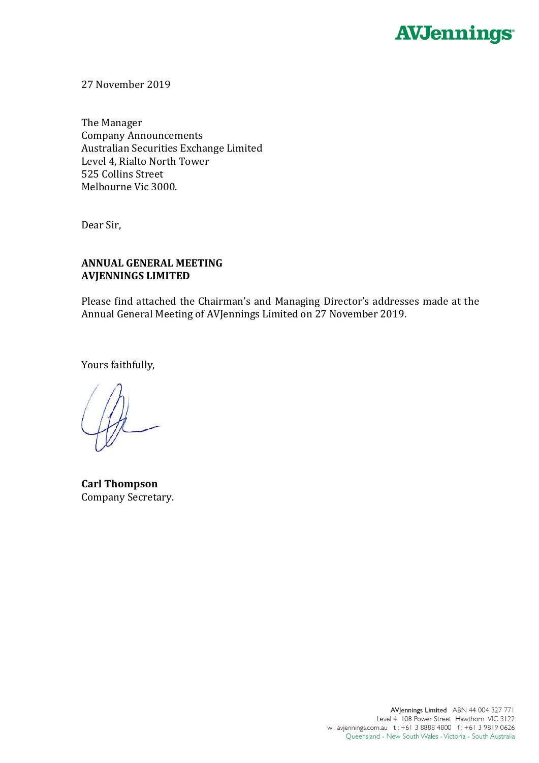AVJennings

27 November 2019

The Manager
Company Announcements
Australian Securities Exchange Limited
Level 4, Rialto North Tower
525 Collins Street
Melbourne Vic 3000.

Dear Sir,

**ANNUAL GENERAL MEETING**
**AVJENNINGS LIMITED**

Please find attached the Chairman's and Managing Director's addresses made at the Annual General Meeting of AVJennings Limited on 27 November 2019.

Yours faithfully,

**Carl Thompson**
Company Secretary.

AVJennings Limited ABN 44 004 327 771
Level 4 108 Power Street Hawthorn VIC 3122
w : avjennings.com.au t : +61 3 8888 4800 f : +61 3 9819 0626
Queensland - New South Wales - Victoria - South Australia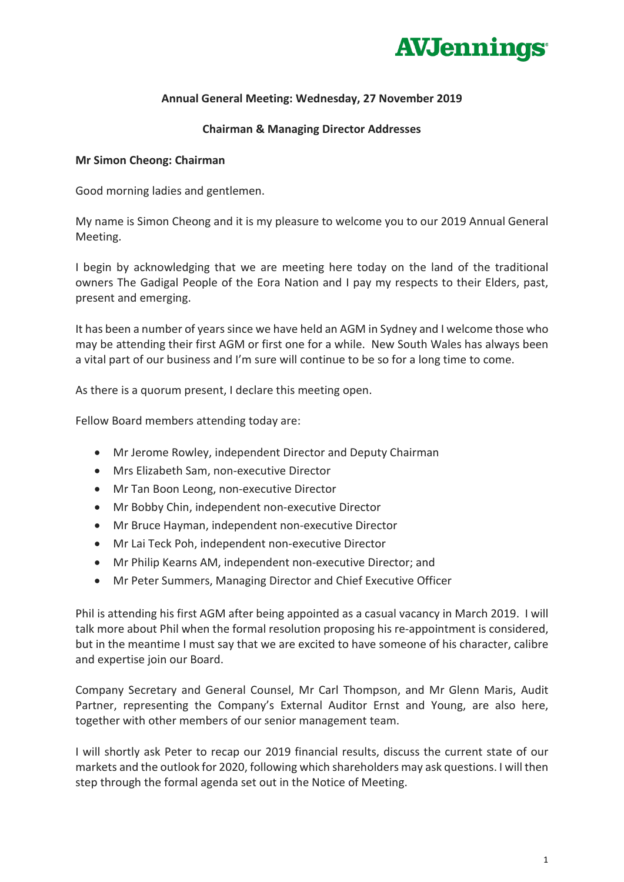**Annual General Meeting: Wednesday, 27 November 2019**

**Chairman & Managing Director Addresses**

**Mr Simon Cheong: Chairman**

Good morning ladies and gentlemen.

My name is Simon Cheong and it is my pleasure to welcome you to our 2019 Annual General Meeting.

I begin by acknowledging that we are meeting here today on the land of the traditional owners The Gadigal People of the Eora Nation and I pay my respects to their Elders, past, present and emerging.

It has been a number of years since we have held an AGM in Sydney and I welcome those who may be attending their first AGM or first one for a while. New South Wales has always been a vital part of our business and I'm sure will continue to be so for a long time to come.

As there is a quorum present, I declare this meeting open.

Fellow Board members attending today are:

- Mr Jerome Rowley, independent Director and Deputy Chairman
- Mrs Elizabeth Sam, non-executive Director
- Mr Tan Boon Leong, non-executive Director
- Mr Bobby Chin, independent non-executive Director
- Mr Bruce Hayman, independent non-executive Director
- Mr Lai Teck Poh, independent non-executive Director
- Mr Philip Kearns AM, independent non-executive Director; and
- Mr Peter Summers, Managing Director and Chief Executive Officer

Phil is attending his first AGM after being appointed as a casual vacancy in March 2019. I will talk more about Phil when the formal resolution proposing his re-appointment is considered, but in the meantime I must say that we are excited to have someone of his character, calibre and expertise join our Board.

Company Secretary and General Counsel, Mr Carl Thompson, and Mr Glenn Maris, Audit Partner, representing the Company's External Auditor Ernst and Young, are also here, together with other members of our senior management team.

I will shortly ask Peter to recap our 2019 financial results, discuss the current state of our markets and the outlook for 2020, following which shareholders may ask questions. I will then step through the formal agenda set out in the Notice of Meeting.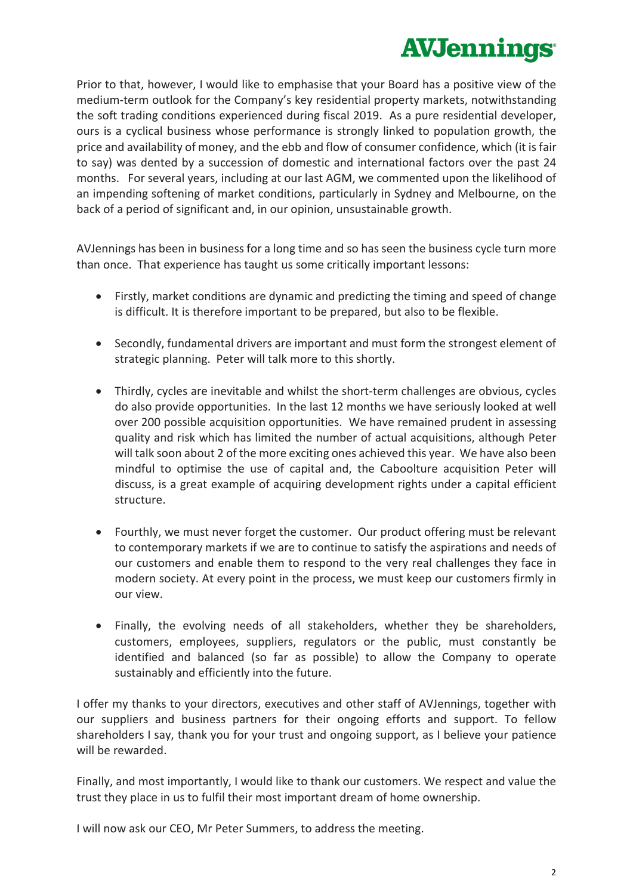Prior to that, however, I would like to emphasise that your Board has a positive view of the medium-term outlook for the Company's key residential property markets, notwithstanding the soft trading conditions experienced during fiscal 2019. As a pure residential developer, ours is a cyclical business whose performance is strongly linked to population growth, the price and availability of money, and the ebb and flow of consumer confidence, which (it is fair to say) was dented by a succession of domestic and international factors over the past 24 months. For several years, including at our last AGM, we commented upon the likelihood of an impending softening of market conditions, particularly in Sydney and Melbourne, on the back of a period of significant and, in our opinion, unsustainable growth.

AVJennings has been in business for a long time and so has seen the business cycle turn more than once. That experience has taught us some critically important lessons:

- Firstly, market conditions are dynamic and predicting the timing and speed of change is difficult. It is therefore important to be prepared, but also to be flexible.
- Secondly, fundamental drivers are important and must form the strongest element of strategic planning. Peter will talk more to this shortly.
- Thirdly, cycles are inevitable and whilst the short-term challenges are obvious, cycles do also provide opportunities. In the last 12 months we have seriously looked at well over 200 possible acquisition opportunities. We have remained prudent in assessing quality and risk which has limited the number of actual acquisitions, although Peter will talk soon about 2 of the more exciting ones achieved this year. We have also been mindful to optimise the use of capital and, the Caboolture acquisition Peter will discuss, is a great example of acquiring development rights under a capital efficient structure.
- Fourthly, we must never forget the customer. Our product offering must be relevant to contemporary markets if we are to continue to satisfy the aspirations and needs of our customers and enable them to respond to the very real challenges they face in modern society. At every point in the process, we must keep our customers firmly in our view.
- Finally, the evolving needs of all stakeholders, whether they be shareholders, customers, employees, suppliers, regulators or the public, must constantly be identified and balanced (so far as possible) to allow the Company to operate sustainably and efficiently into the future.

I offer my thanks to your directors, executives and other staff of AVJennings, together with our suppliers and business partners for their ongoing efforts and support. To fellow shareholders I say, thank you for your trust and ongoing support, as I believe your patience will be rewarded.

Finally, and most importantly, I would like to thank our customers. We respect and value the trust they place in us to fulfil their most important dream of home ownership.

I will now ask our CEO, Mr Peter Summers, to address the meeting.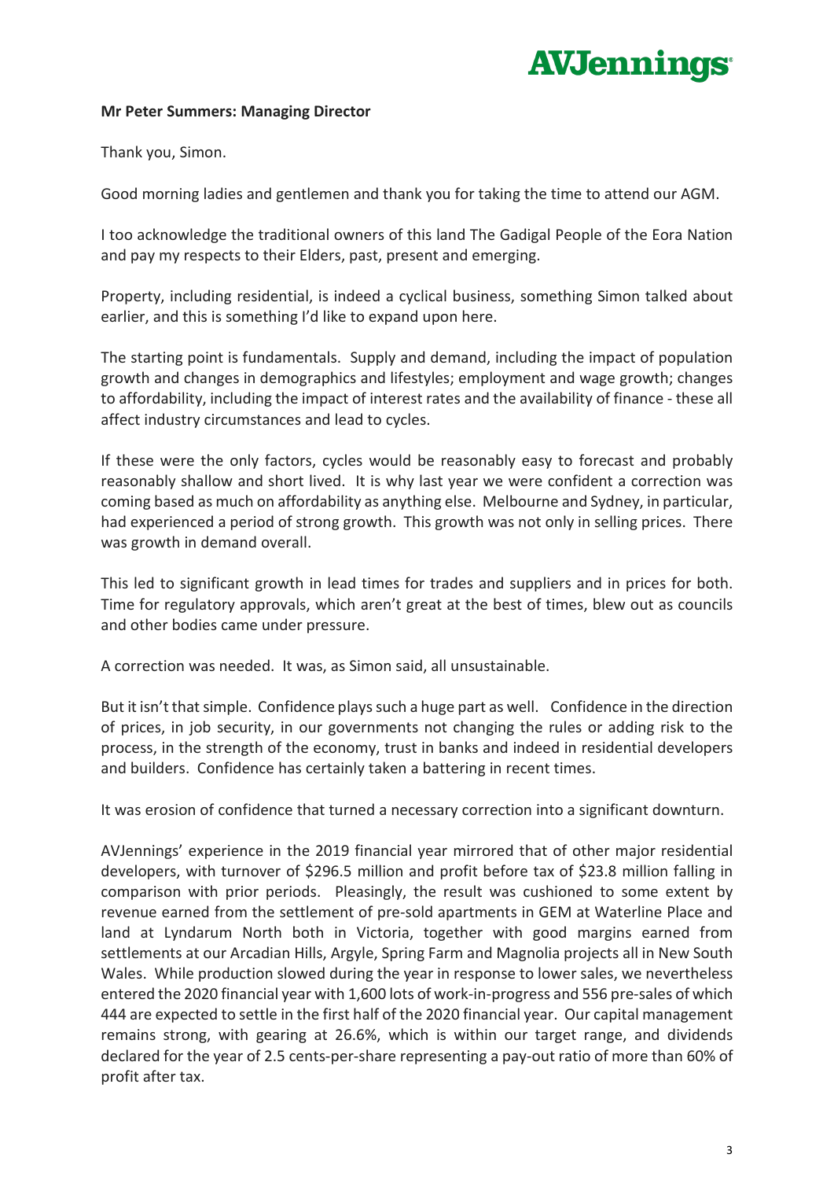**Mr Peter Summers: Managing Director**

Thank you, Simon.

Good morning ladies and gentlemen and thank you for taking the time to attend our AGM.

I too acknowledge the traditional owners of this land The Gadigal People of the Eora Nation and pay my respects to their Elders, past, present and emerging.

Property, including residential, is indeed a cyclical business, something Simon talked about earlier, and this is something I'd like to expand upon here.

The starting point is fundamentals. Supply and demand, including the impact of population growth and changes in demographics and lifestyles; employment and wage growth; changes to affordability, including the impact of interest rates and the availability of finance - these all affect industry circumstances and lead to cycles.

If these were the only factors, cycles would be reasonably easy to forecast and probably reasonably shallow and short lived. It is why last year we were confident a correction was coming based as much on affordability as anything else. Melbourne and Sydney, in particular, had experienced a period of strong growth. This growth was not only in selling prices. There was growth in demand overall.

This led to significant growth in lead times for trades and suppliers and in prices for both. Time for regulatory approvals, which aren't great at the best of times, blew out as councils and other bodies came under pressure.

A correction was needed. It was, as Simon said, all unsustainable.

But it isn't that simple. Confidence plays such a huge part as well. Confidence in the direction of prices, in job security, in our governments not changing the rules or adding risk to the process, in the strength of the economy, trust in banks and indeed in residential developers and builders. Confidence has certainly taken a battering in recent times.

It was erosion of confidence that turned a necessary correction into a significant downturn.

AVJennings' experience in the 2019 financial year mirrored that of other major residential developers, with turnover of $296.5 million and profit before tax of $23.8 million falling in comparison with prior periods. Pleasingly, the result was cushioned to some extent by revenue earned from the settlement of pre-sold apartments in GEM at Waterline Place and land at Lyndarum North both in Victoria, together with good margins earned from settlements at our Arcadian Hills, Argyle, Spring Farm and Magnolia projects all in New South Wales. While production slowed during the year in response to lower sales, we nevertheless entered the 2020 financial year with 1,600 lots of work-in-progress and 556 pre-sales of which 444 are expected to settle in the first half of the 2020 financial year. Our capital management remains strong, with gearing at 26.6%, which is within our target range, and dividends declared for the year of 2.5 cents-per-share representing a pay-out ratio of more than 60% of profit after tax.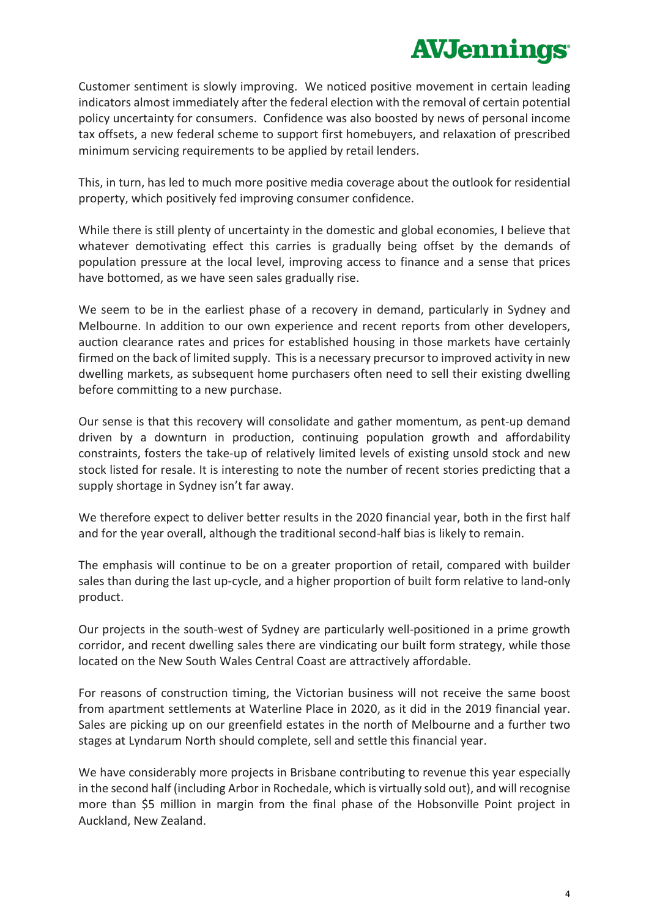Customer sentiment is slowly improving. We noticed positive movement in certain leading indicators almost immediately after the federal election with the removal of certain potential policy uncertainty for consumers. Confidence was also boosted by news of personal income tax offsets, a new federal scheme to support first homebuyers, and relaxation of prescribed minimum servicing requirements to be applied by retail lenders.

This, in turn, has led to much more positive media coverage about the outlook for residential property, which positively fed improving consumer confidence.

While there is still plenty of uncertainty in the domestic and global economies, I believe that whatever demotivating effect this carries is gradually being offset by the demands of population pressure at the local level, improving access to finance and a sense that prices have bottomed, as we have seen sales gradually rise.

We seem to be in the earliest phase of a recovery in demand, particularly in Sydney and Melbourne. In addition to our own experience and recent reports from other developers, auction clearance rates and prices for established housing in those markets have certainly firmed on the back of limited supply. This is a necessary precursor to improved activity in new dwelling markets, as subsequent home purchasers often need to sell their existing dwelling before committing to a new purchase.

Our sense is that this recovery will consolidate and gather momentum, as pent-up demand driven by a downturn in production, continuing population growth and affordability constraints, fosters the take-up of relatively limited levels of existing unsold stock and new stock listed for resale. It is interesting to note the number of recent stories predicting that a supply shortage in Sydney isn't far away.

We therefore expect to deliver better results in the 2020 financial year, both in the first half and for the year overall, although the traditional second-half bias is likely to remain.

The emphasis will continue to be on a greater proportion of retail, compared with builder sales than during the last up-cycle, and a higher proportion of built form relative to land-only product.

Our projects in the south-west of Sydney are particularly well-positioned in a prime growth corridor, and recent dwelling sales there are vindicating our built form strategy, while those located on the New South Wales Central Coast are attractively affordable.

For reasons of construction timing, the Victorian business will not receive the same boost from apartment settlements at Waterline Place in 2020, as it did in the 2019 financial year. Sales are picking up on our greenfield estates in the north of Melbourne and a further two stages at Lyndarum North should complete, sell and settle this financial year.

We have considerably more projects in Brisbane contributing to revenue this year especially in the second half (including Arbor in Rochedale, which is virtually sold out), and will recognise more than $5 million in margin from the final phase of the Hobsonville Point project in Auckland, New Zealand.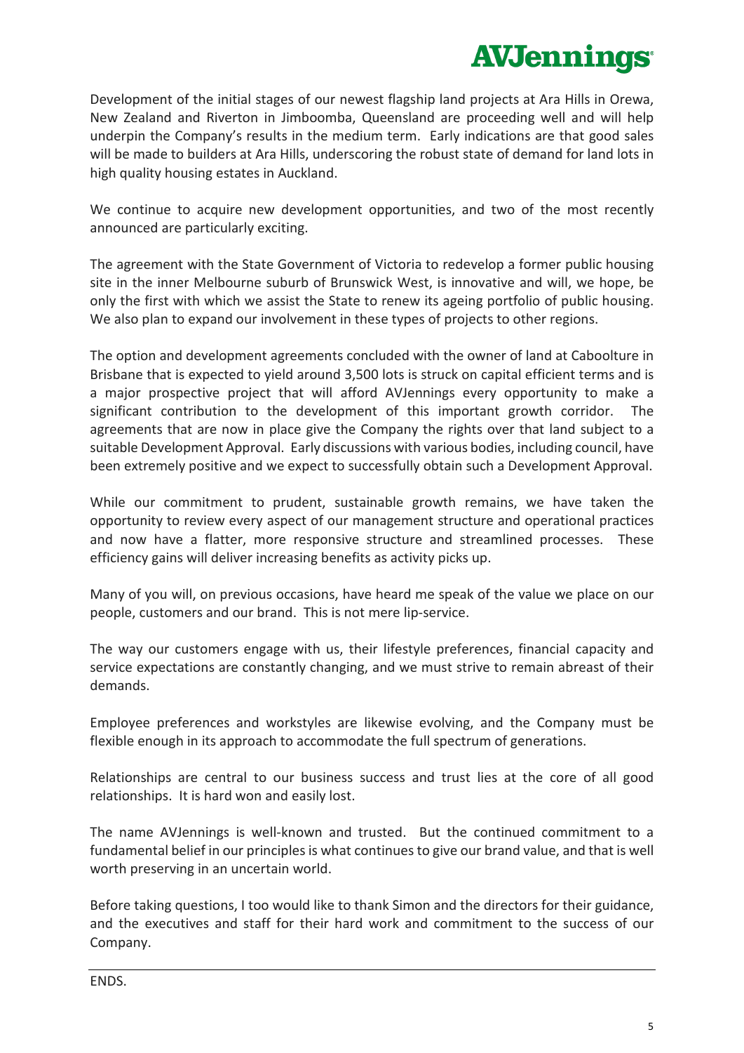Development of the initial stages of our newest flagship land projects at Ara Hills in Orewa, New Zealand and Riverton in Jimboomba, Queensland are proceeding well and will help underpin the Company's results in the medium term. Early indications are that good sales will be made to builders at Ara Hills, underscoring the robust state of demand for land lots in high quality housing estates in Auckland.

We continue to acquire new development opportunities, and two of the most recently announced are particularly exciting.

The agreement with the State Government of Victoria to redevelop a former public housing site in the inner Melbourne suburb of Brunswick West, is innovative and will, we hope, be only the first with which we assist the State to renew its ageing portfolio of public housing. We also plan to expand our involvement in these types of projects to other regions.

The option and development agreements concluded with the owner of land at Caboolture in Brisbane that is expected to yield around 3,500 lots is struck on capital efficient terms and is a major prospective project that will afford AVJennings every opportunity to make a significant contribution to the development of this important growth corridor. The agreements that are now in place give the Company the rights over that land subject to a suitable Development Approval. Early discussions with various bodies, including council, have been extremely positive and we expect to successfully obtain such a Development Approval.

While our commitment to prudent, sustainable growth remains, we have taken the opportunity to review every aspect of our management structure and operational practices and now have a flatter, more responsive structure and streamlined processes. These efficiency gains will deliver increasing benefits as activity picks up.

Many of you will, on previous occasions, have heard me speak of the value we place on our people, customers and our brand. This is not mere lip-service.

The way our customers engage with us, their lifestyle preferences, financial capacity and service expectations are constantly changing, and we must strive to remain abreast of their demands.

Employee preferences and workstyles are likewise evolving, and the Company must be flexible enough in its approach to accommodate the full spectrum of generations.

Relationships are central to our business success and trust lies at the core of all good relationships. It is hard won and easily lost.

The name AVJennings is well-known and trusted. But the continued commitment to a fundamental belief in our principles is what continues to give our brand value, and that is well worth preserving in an uncertain world.

Before taking questions, I too would like to thank Simon and the directors for their guidance, and the executives and staff for their hard work and commitment to the success of our Company.

---

ENDS.